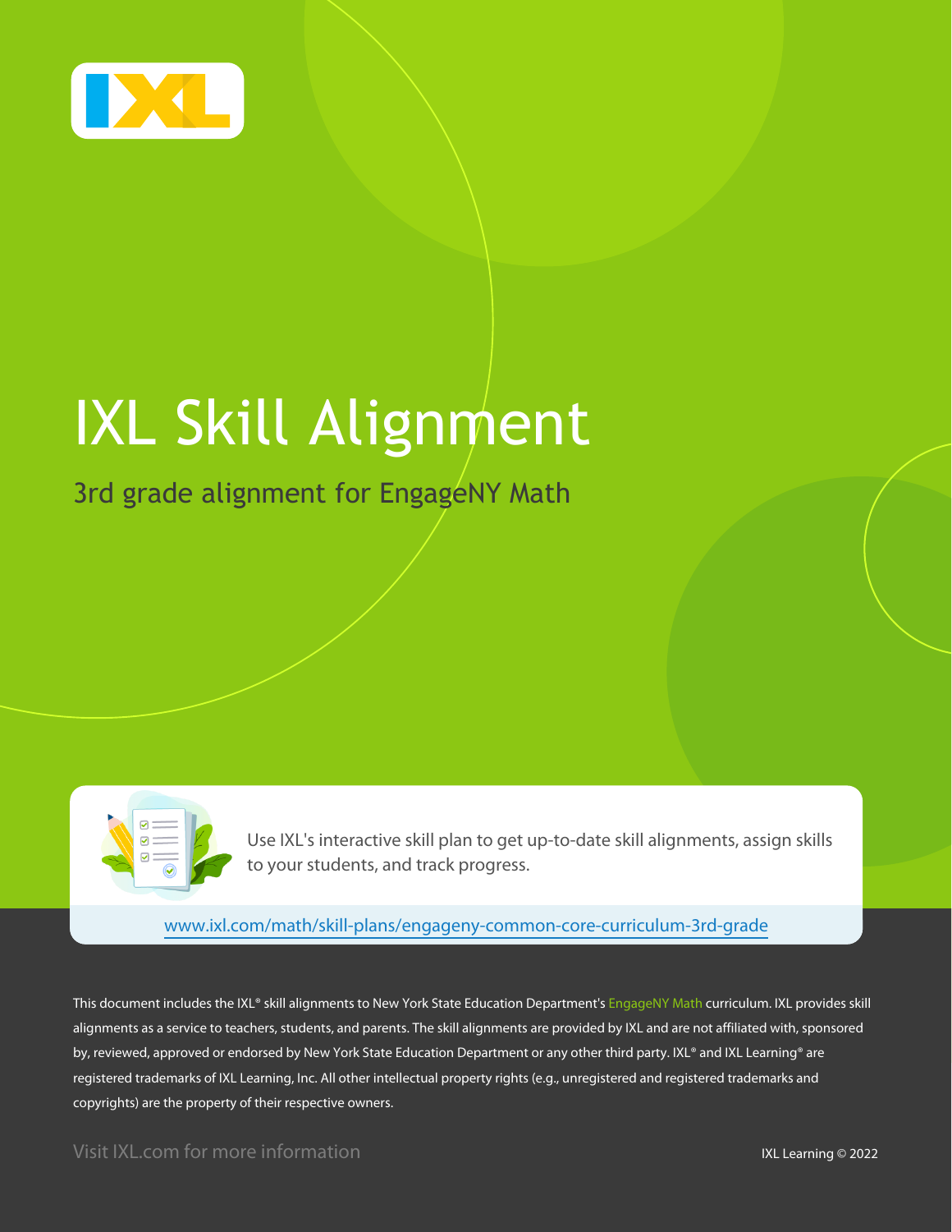# IXL Skill Alignment

## 3rd grade alignment for EngageNY Math

Use IXL's interactive skill plan to get up-to-date skill alignments, assign skills to your students, and track progress.

www.ixl.com/math/skill-plans/engageny-common-core-curriculum-3rd-grade

This document includes the IXL® skill alignments to New York State Education Department's EngageNY Math curriculum. IXL provides skill alignments as a service to teachers, students, and parents. The skill alignments are provided by IXL and are not affiliated with, sponsored by, reviewed, approved or endorsed by New York State Education Department or any other third party. IXL® and IXL Learning® are registered trademarks of IXL Learning, Inc. All other intellectual property rights (e.g., unregistered and registered trademarks and copyrights) are the property of their respective owners.

Visit IXL.com for more information

IXL Learning © 2022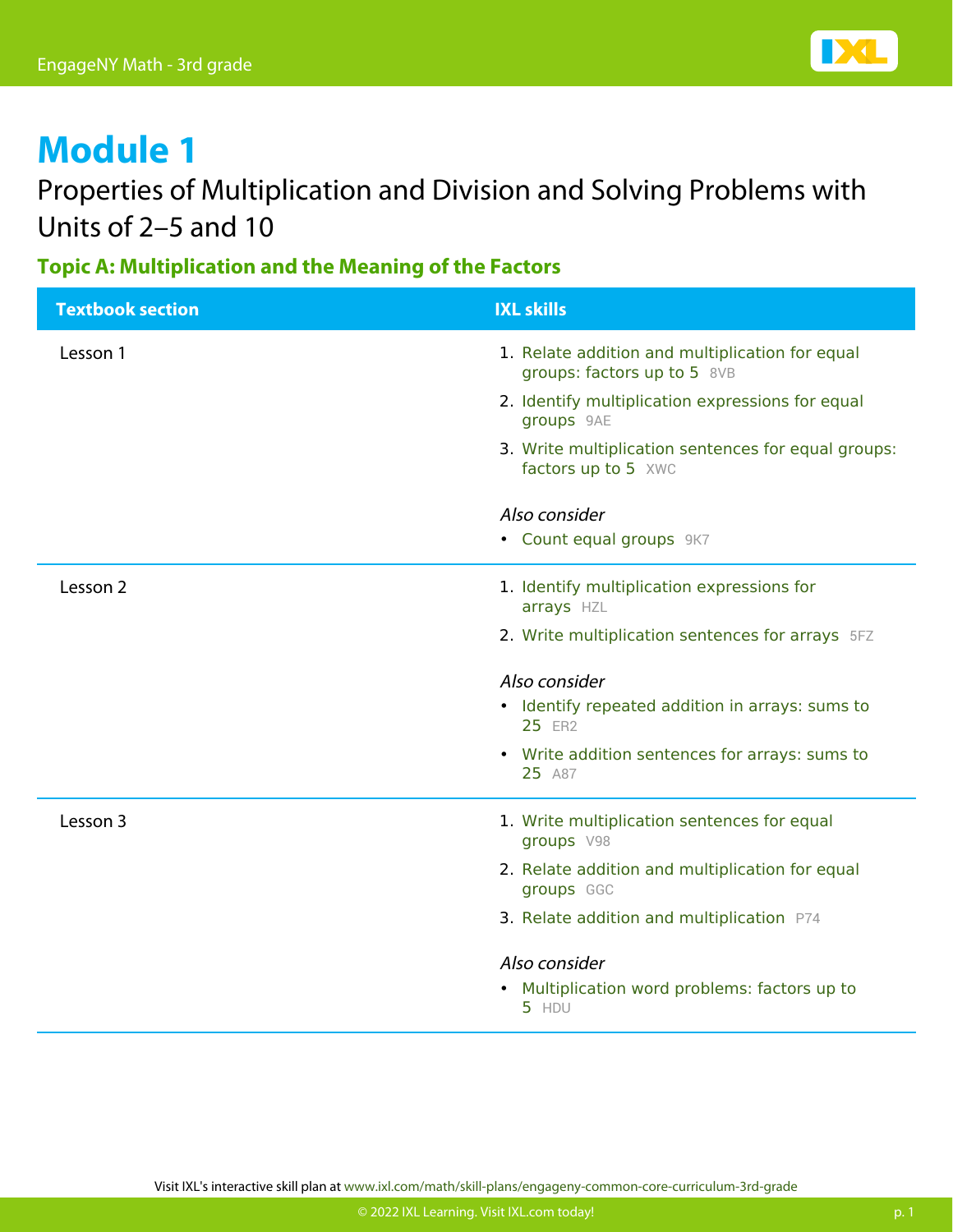# Module 1

## Properties of Multiplication and Division and Solving Problems with Units of 2–5 and 10

### Topic A: Multiplication and the Meaning of the Factors

| Textbook section | IXL skills |
| --- | --- |
| Lesson 1 | 1. Relate addition and multiplication for equal groups: factors up to 5 8VB<br>2. Identify multiplication expressions for equal groups 9AE<br>3. Write multiplication sentences for equal groups: factors up to 5 XWC<br><br>*Also consider*<br>• Count equal groups 9K7 |
| Lesson 2 | 1. Identify multiplication expressions for arrays HZL<br>2. Write multiplication sentences for arrays 5FZ<br><br>*Also consider*<br>• Identify repeated addition in arrays: sums to 25 ER2<br>• Write addition sentences for arrays: sums to 25 A87 |
| Lesson 3 | 1. Write multiplication sentences for equal groups V98<br>2. Relate addition and multiplication for equal groups GGC<br>3. Relate addition and multiplication P74<br><br>*Also consider*<br>• Multiplication word problems: factors up to 5 HDU |

Visit IXL's interactive skill plan at www.ixl.com/math/skill-plans/engageny-common-core-curriculum-3rd-grade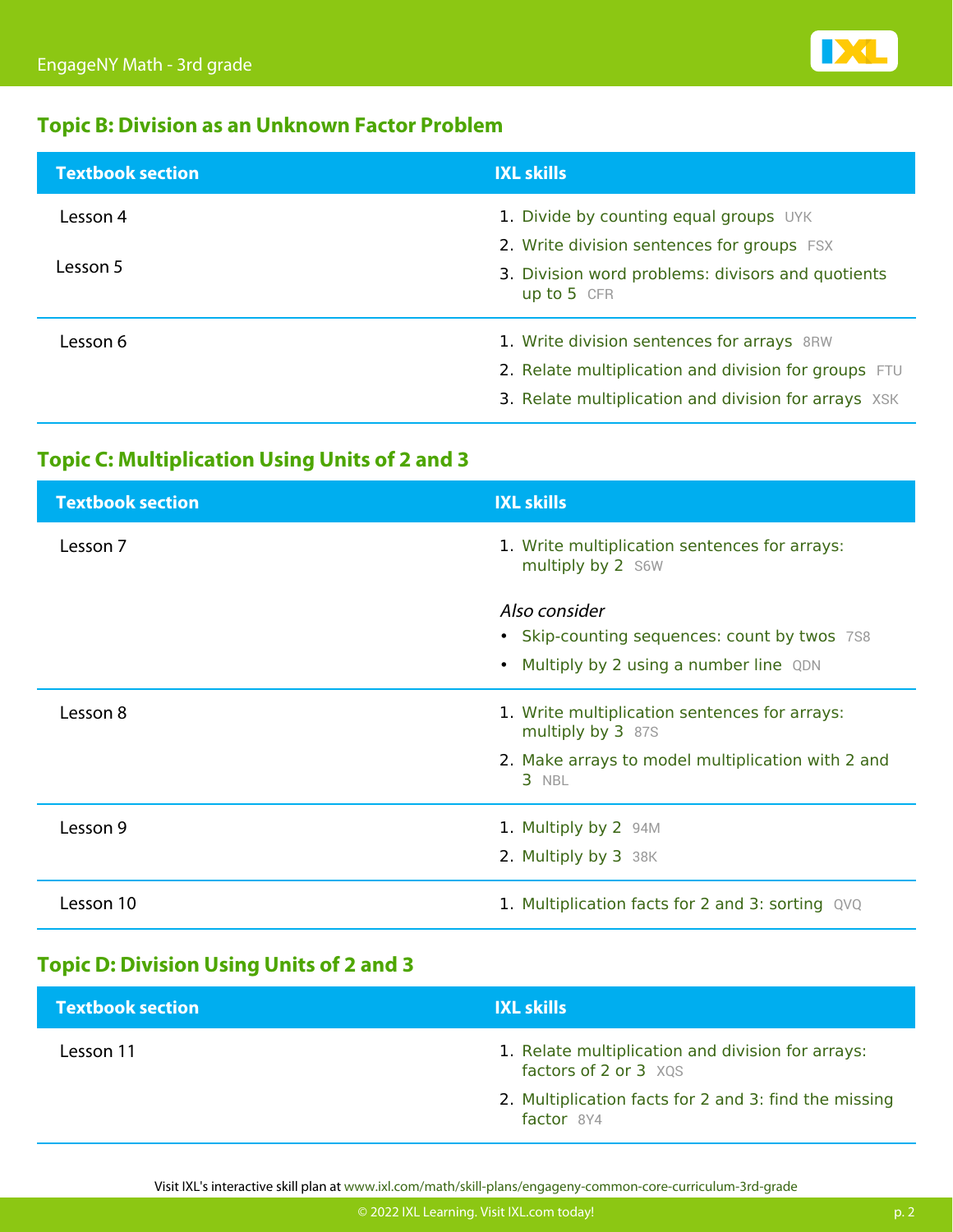## Topic B: Division as an Unknown Factor Problem

| Textbook section | IXL skills |
| --- | --- |
| Lesson 4<br>Lesson 5 | 1. Divide by counting equal groups UYK<br>2. Write division sentences for groups FSX<br>3. Division word problems: divisors and quotients up to 5 CFR |
| Lesson 6 | 1. Write division sentences for arrays 8RW<br>2. Relate multiplication and division for groups FTU<br>3. Relate multiplication and division for arrays XSK |

## Topic C: Multiplication Using Units of 2 and 3

| Textbook section | IXL skills |
| --- | --- |
| Lesson 7 | 1. Write multiplication sentences for arrays: multiply by 2 S6W<br>*Also consider*<br>• Skip-counting sequences: count by twos 7S8<br>• Multiply by 2 using a number line QDN |
| Lesson 8 | 1. Write multiplication sentences for arrays: multiply by 3 87S<br>2. Make arrays to model multiplication with 2 and 3 NBL |
| Lesson 9 | 1. Multiply by 2 94M<br>2. Multiply by 3 38K |
| Lesson 10 | 1. Multiplication facts for 2 and 3: sorting QVQ |

## Topic D: Division Using Units of 2 and 3

| Textbook section | IXL skills |
| --- | --- |
| Lesson 11 | 1. Relate multiplication and division for arrays: factors of 2 or 3 XQS<br>2. Multiplication facts for 2 and 3: find the missing factor 8Y4 |

Visit IXL's interactive skill plan at www.ixl.com/math/skill-plans/engageny-common-core-curriculum-3rd-grade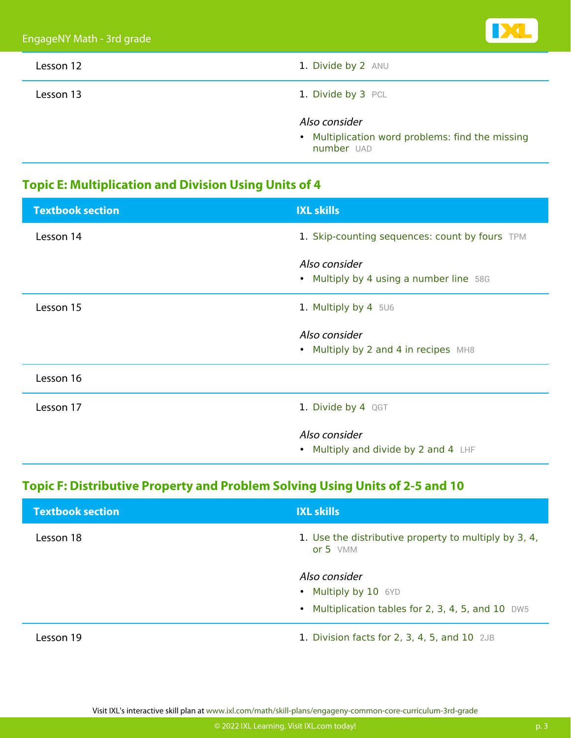| Textbook section | IXL skills |
|---|---|
| Lesson 12 | 1. Divide by 2 ANU |
| Lesson 13 | 1. Divide by 3 PCL<br><br>*Also consider*<br>• Multiplication word problems: find the missing number UAD |

## Topic E: Multiplication and Division Using Units of 4

| Textbook section | IXL skills |
|---|---|
| Lesson 14 | 1. Skip-counting sequences: count by fours TPM<br><br>*Also consider*<br>• Multiply by 4 using a number line 58G |
| Lesson 15 | 1. Multiply by 4 5U6<br><br>*Also consider*<br>• Multiply by 2 and 4 in recipes MH8 |
| Lesson 16 | |
| Lesson 17 | 1. Divide by 4 QGT<br><br>*Also consider*<br>• Multiply and divide by 2 and 4 LHF |

## Topic F: Distributive Property and Problem Solving Using Units of 2-5 and 10

| Textbook section | IXL skills |
|---|---|
| Lesson 18 | 1. Use the distributive property to multiply by 3, 4, or 5 VMM<br><br>*Also consider*<br>• Multiply by 10 6YD<br>• Multiplication tables for 2, 3, 4, 5, and 10 DW5 |
| Lesson 19 | 1. Division facts for 2, 3, 4, 5, and 10 2JB |

Visit IXL's interactive skill plan at www.ixl.com/math/skill-plans/engageny-common-core-curriculum-3rd-grade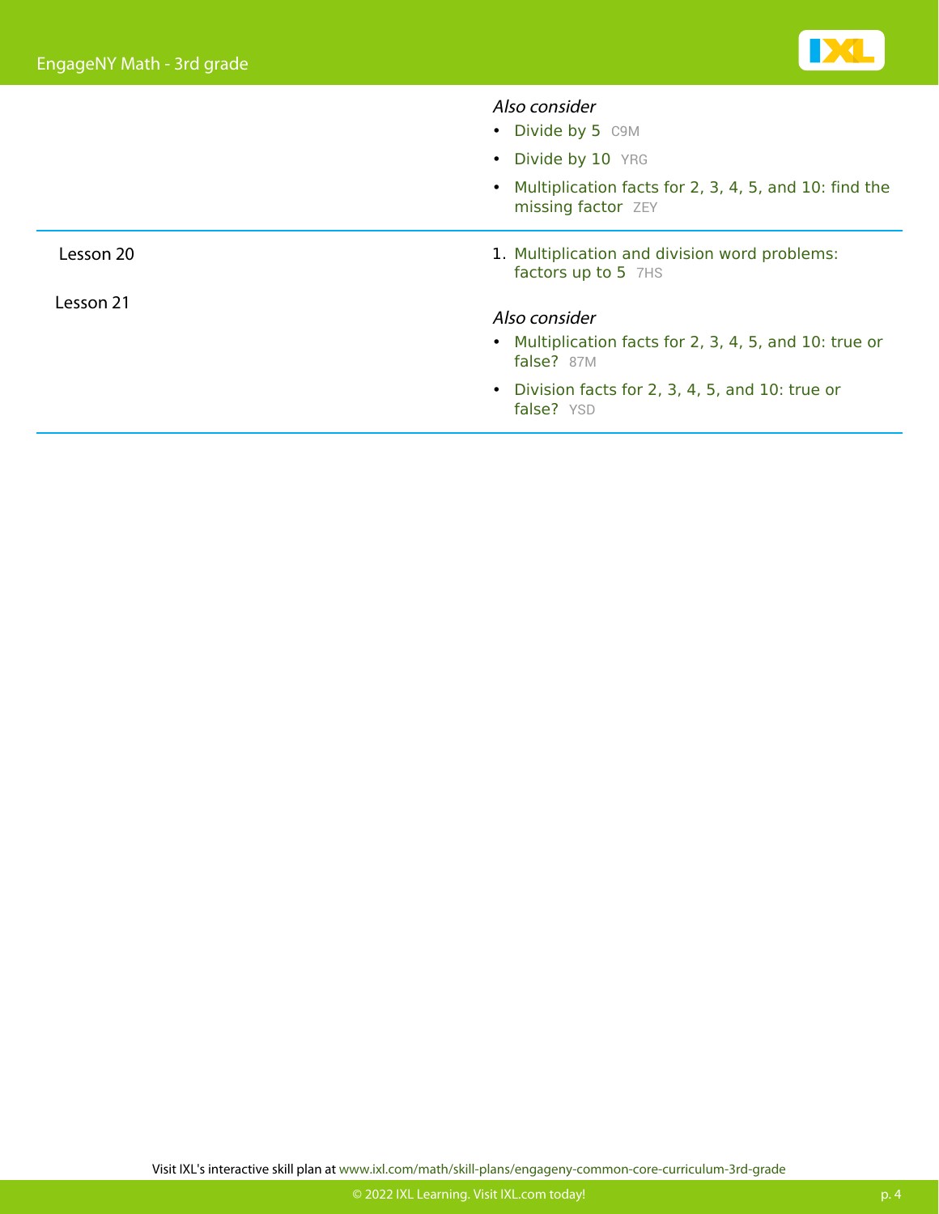| | |
|---|---|
| | *Also consider*<br>• Divide by 5 C9M<br>• Divide by 10 YRG<br>• Multiplication facts for 2, 3, 4, 5, and 10: find the missing factor ZEY |
| Lesson 20<br><br>Lesson 21 | 1. Multiplication and division word problems: factors up to 5 7HS<br><br>*Also consider*<br>• Multiplication facts for 2, 3, 4, 5, and 10: true or false? 87M<br>• Division facts for 2, 3, 4, 5, and 10: true or false? YSD |

Visit IXL's interactive skill plan at www.ixl.com/math/skill-plans/engageny-common-core-curriculum-3rd-grade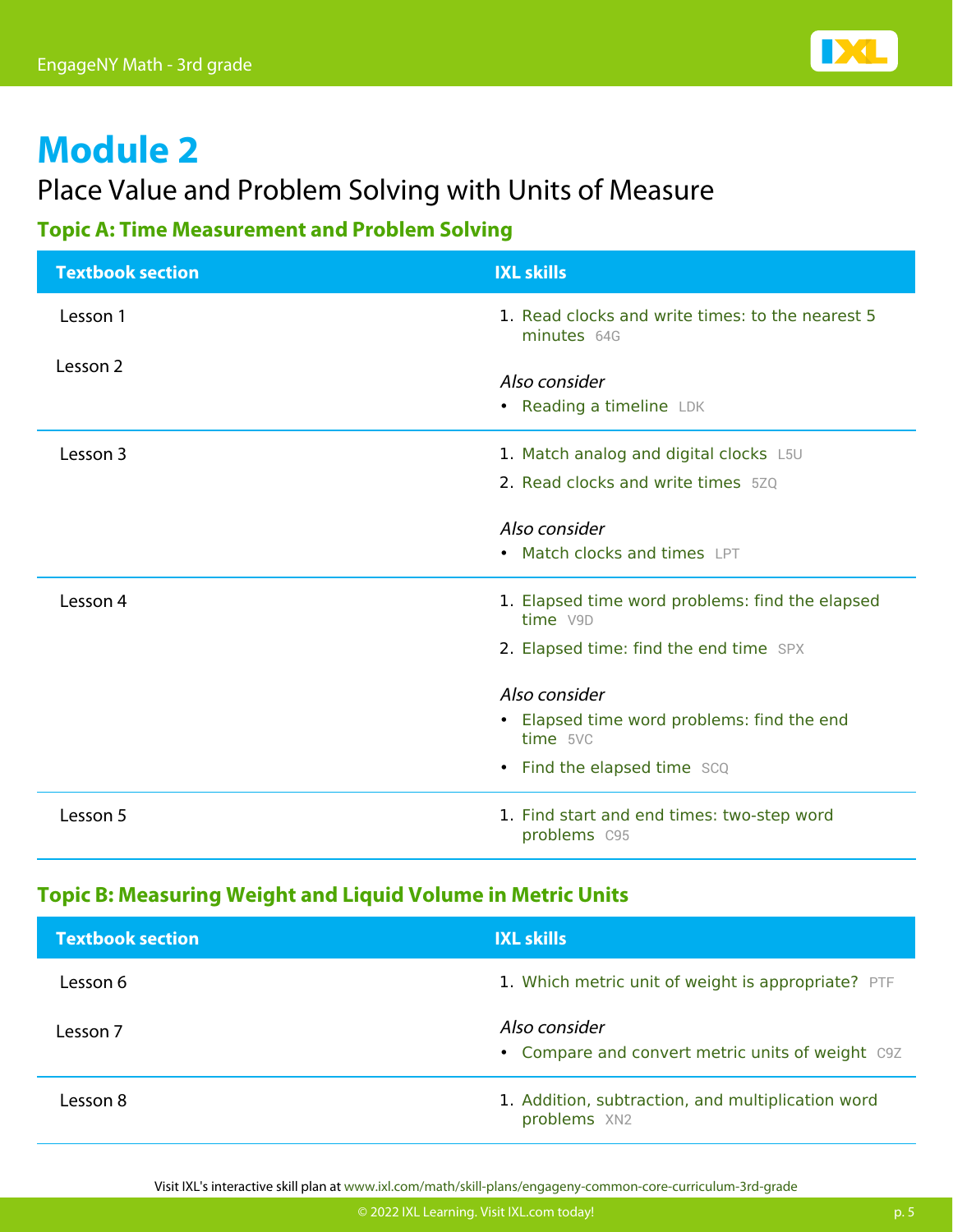# Module 2

## Place Value and Problem Solving with Units of Measure

### Topic A: Time Measurement and Problem Solving

| Textbook section | IXL skills |
| --- | --- |
| Lesson 1<br>Lesson 2 | 1. Read clocks and write times: to the nearest 5 minutes 64G<br><br>*Also consider*<br>• Reading a timeline LDK |
| Lesson 3 | 1. Match analog and digital clocks L5U<br>2. Read clocks and write times 5ZQ<br><br>*Also consider*<br>• Match clocks and times LPT |
| Lesson 4 | 1. Elapsed time word problems: find the elapsed time V9D<br>2. Elapsed time: find the end time SPX<br><br>*Also consider*<br>• Elapsed time word problems: find the end time 5VC<br>• Find the elapsed time SCQ |
| Lesson 5 | 1. Find start and end times: two-step word problems C95 |

### Topic B: Measuring Weight and Liquid Volume in Metric Units

| Textbook section | IXL skills |
| --- | --- |
| Lesson 6<br>Lesson 7 | 1. Which metric unit of weight is appropriate? PTF<br><br>*Also consider*<br>• Compare and convert metric units of weight C9Z |
| Lesson 8 | 1. Addition, subtraction, and multiplication word problems XN2 |

Visit IXL's interactive skill plan at www.ixl.com/math/skill-plans/engageny-common-core-curriculum-3rd-grade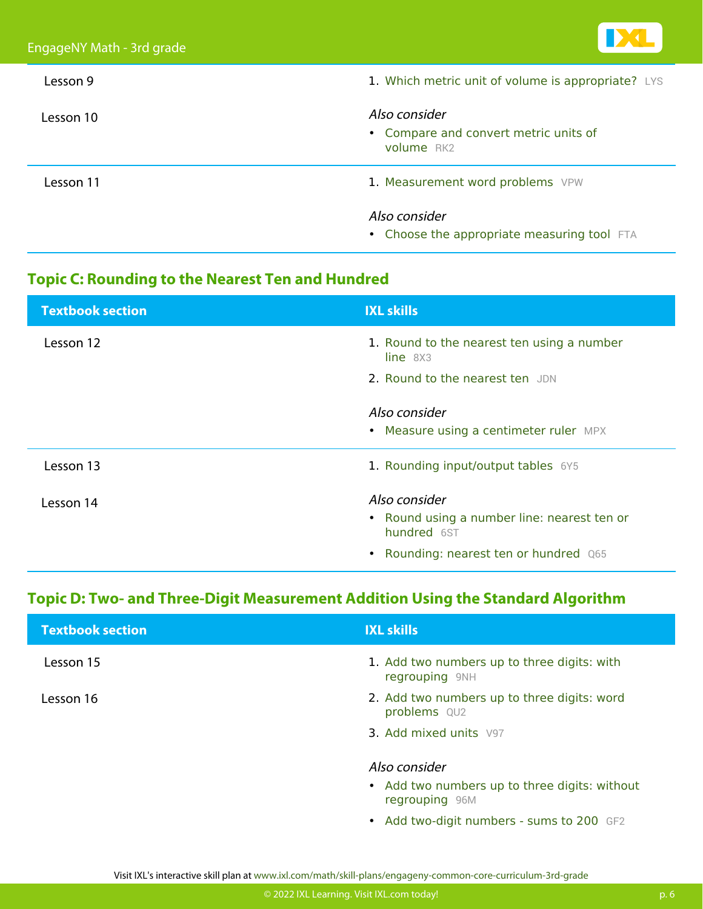| Textbook section | IXL skills |
| --- | --- |
| Lesson 9<br>Lesson 10 | 1. Which metric unit of volume is appropriate? LYS<br><br>*Also consider*<br>• Compare and convert metric units of volume RK2 |
| Lesson 11 | 1. Measurement word problems VPW<br><br>*Also consider*<br>• Choose the appropriate measuring tool FTA |

## Topic C: Rounding to the Nearest Ten and Hundred

| Textbook section | IXL skills |
| --- | --- |
| Lesson 12 | 1. Round to the nearest ten using a number line 8X3<br>2. Round to the nearest ten JDN<br><br>*Also consider*<br>• Measure using a centimeter ruler MPX |
| Lesson 13<br>Lesson 14 | 1. Rounding input/output tables 6Y5<br><br>*Also consider*<br>• Round using a number line: nearest ten or hundred 6ST<br>• Rounding: nearest ten or hundred Q65 |

## Topic D: Two- and Three-Digit Measurement Addition Using the Standard Algorithm

| Textbook section | IXL skills |
| --- | --- |
| Lesson 15<br>Lesson 16 | 1. Add two numbers up to three digits: with regrouping 9NH<br>2. Add two numbers up to three digits: word problems QU2<br>3. Add mixed units V97<br><br>*Also consider*<br>• Add two numbers up to three digits: without regrouping 96M<br>• Add two-digit numbers - sums to 200 GF2 |

Visit IXL's interactive skill plan at www.ixl.com/math/skill-plans/engageny-common-core-curriculum-3rd-grade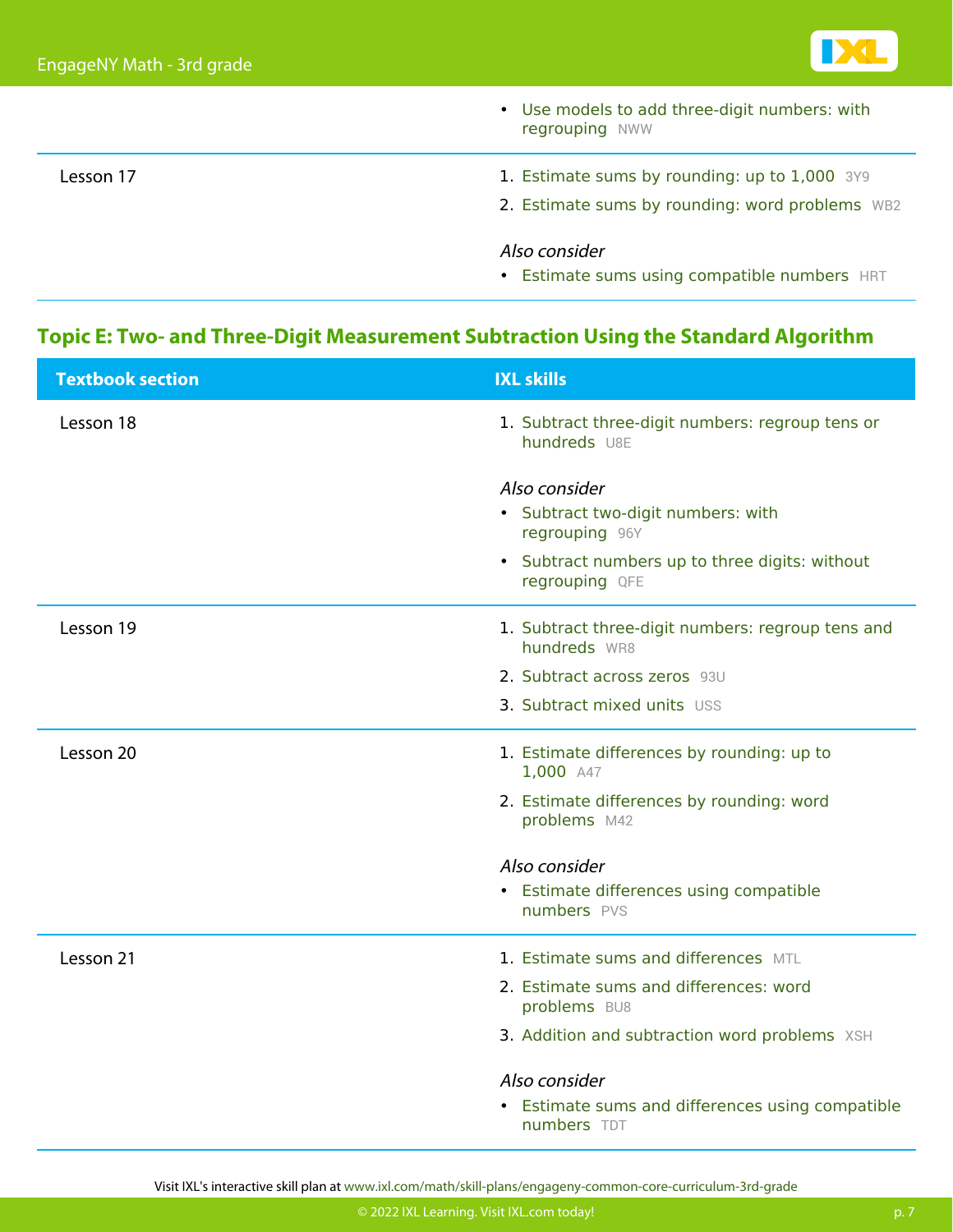| Textbook section | IXL skills |
|---|---|
| | • Use models to add three-digit numbers: with regrouping NWW |
| Lesson 17 | 1. Estimate sums by rounding: up to 1,000 3Y9<br>2. Estimate sums by rounding: word problems WB2<br><br>*Also consider*<br>• Estimate sums using compatible numbers HRT |

## Topic E: Two- and Three-Digit Measurement Subtraction Using the Standard Algorithm

| Textbook section | IXL skills |
|---|---|
| Lesson 18 | 1. Subtract three-digit numbers: regroup tens or hundreds U8E<br><br>*Also consider*<br>• Subtract two-digit numbers: with regrouping 96Y<br>• Subtract numbers up to three digits: without regrouping QFE |
| Lesson 19 | 1. Subtract three-digit numbers: regroup tens and hundreds WR8<br>2. Subtract across zeros 93U<br>3. Subtract mixed units USS |
| Lesson 20 | 1. Estimate differences by rounding: up to 1,000 A47<br>2. Estimate differences by rounding: word problems M42<br><br>*Also consider*<br>• Estimate differences using compatible numbers PVS |
| Lesson 21 | 1. Estimate sums and differences MTL<br>2. Estimate sums and differences: word problems BU8<br>3. Addition and subtraction word problems XSH<br><br>*Also consider*<br>• Estimate sums and differences using compatible numbers TDT |

Visit IXL's interactive skill plan at www.ixl.com/math/skill-plans/engageny-common-core-curriculum-3rd-grade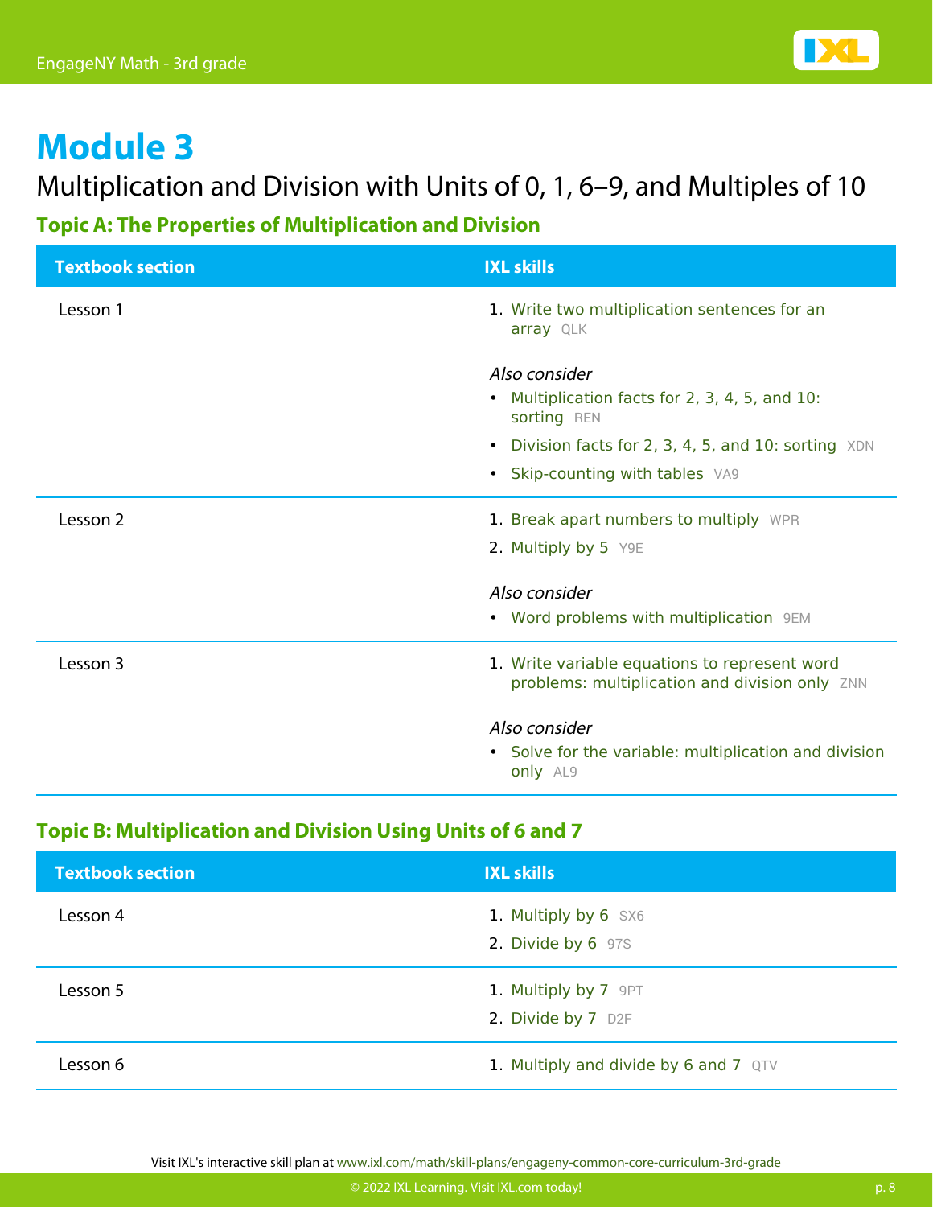# Module 3

## Multiplication and Division with Units of 0, 1, 6–9, and Multiples of 10

### Topic A: The Properties of Multiplication and Division

| Textbook section | IXL skills |
| --- | --- |
| Lesson 1 | 1. Write two multiplication sentences for an array QLK<br><br>*Also consider*<br>• Multiplication facts for 2, 3, 4, 5, and 10: sorting REN<br>• Division facts for 2, 3, 4, 5, and 10: sorting XDN<br>• Skip-counting with tables VA9 |
| Lesson 2 | 1. Break apart numbers to multiply WPR<br>2. Multiply by 5 Y9E<br><br>*Also consider*<br>• Word problems with multiplication 9EM |
| Lesson 3 | 1. Write variable equations to represent word problems: multiplication and division only ZNN<br><br>*Also consider*<br>• Solve for the variable: multiplication and division only AL9 |

### Topic B: Multiplication and Division Using Units of 6 and 7

| Textbook section | IXL skills |
| --- | --- |
| Lesson 4 | 1. Multiply by 6 SX6<br>2. Divide by 6 97S |
| Lesson 5 | 1. Multiply by 7 9PT<br>2. Divide by 7 D2F |
| Lesson 6 | 1. Multiply and divide by 6 and 7 QTV |

Visit IXL's interactive skill plan at www.ixl.com/math/skill-plans/engageny-common-core-curriculum-3rd-grade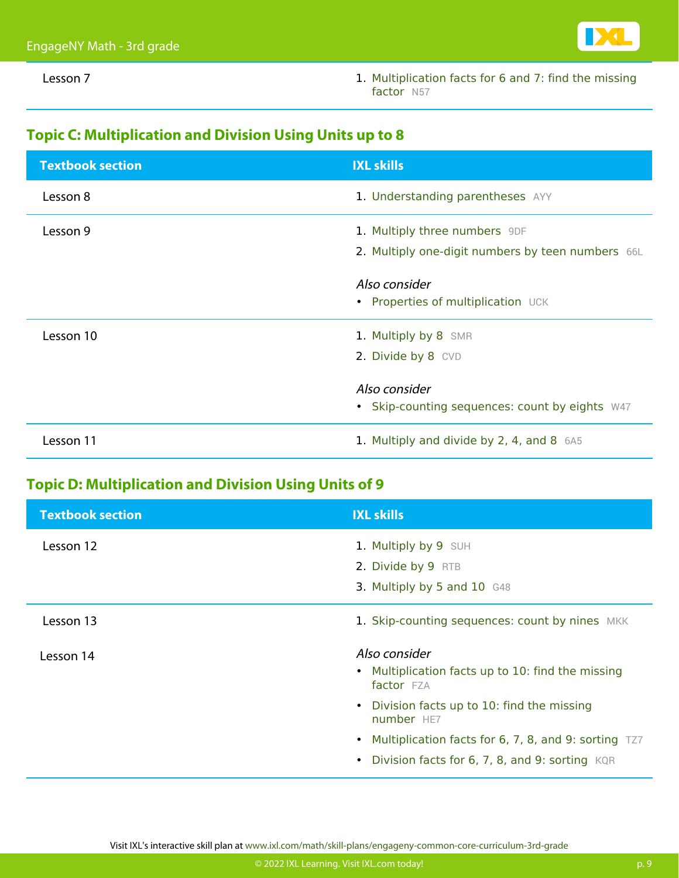| Lesson 7 | 1. Multiplication facts for 6 and 7: find the missing factor N57 |
| --- | --- |

## Topic C: Multiplication and Division Using Units up to 8

| Textbook section | IXL skills |
| --- | --- |
| Lesson 8 | 1. Understanding parentheses AYY |
| Lesson 9 | 1. Multiply three numbers 9DF<br>2. Multiply one-digit numbers by teen numbers 66L<br><br>*Also consider*<br>• Properties of multiplication UCK |
| Lesson 10 | 1. Multiply by 8 SMR<br>2. Divide by 8 CVD<br><br>*Also consider*<br>• Skip-counting sequences: count by eights W47 |
| Lesson 11 | 1. Multiply and divide by 2, 4, and 8 6A5 |

## Topic D: Multiplication and Division Using Units of 9

| Textbook section | IXL skills |
| --- | --- |
| Lesson 12 | 1. Multiply by 9 SUH<br>2. Divide by 9 RTB<br>3. Multiply by 5 and 10 G48 |
| Lesson 13<br><br>Lesson 14 | 1. Skip-counting sequences: count by nines MKK<br><br>*Also consider*<br>• Multiplication facts up to 10: find the missing factor FZA<br>• Division facts up to 10: find the missing number HE7<br>• Multiplication facts for 6, 7, 8, and 9: sorting TZ7<br>• Division facts for 6, 7, 8, and 9: sorting KQR |

Visit IXL's interactive skill plan at www.ixl.com/math/skill-plans/engageny-common-core-curriculum-3rd-grade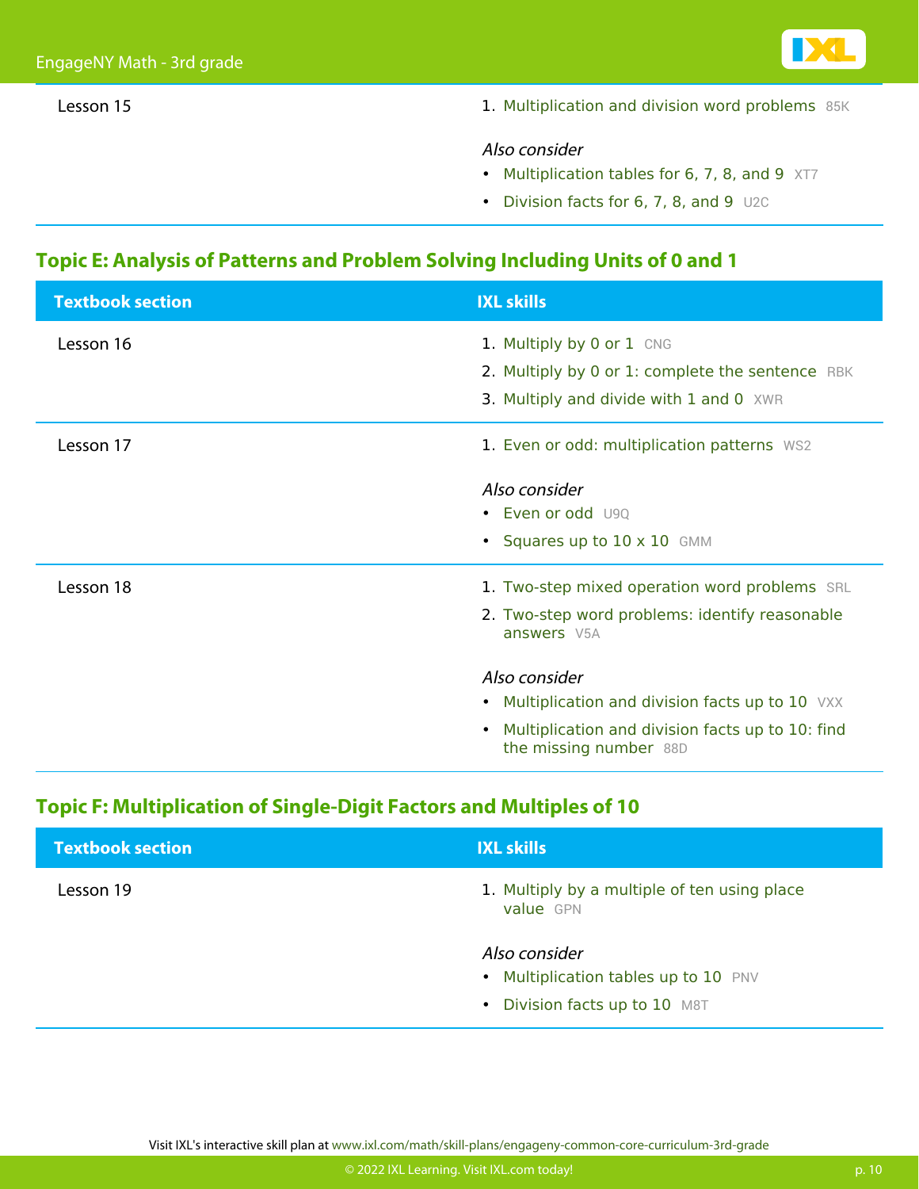| Textbook section | IXL skills |
| --- | --- |
| Lesson 15 | 1. Multiplication and division word problems 85K<br><br>*Also consider*<br>• Multiplication tables for 6, 7, 8, and 9 XT7<br>• Division facts for 6, 7, 8, and 9 U2C |

## Topic E: Analysis of Patterns and Problem Solving Including Units of 0 and 1

| Textbook section | IXL skills |
| --- | --- |
| Lesson 16 | 1. Multiply by 0 or 1 CNG<br>2. Multiply by 0 or 1: complete the sentence RBK<br>3. Multiply and divide with 1 and 0 XWR |
| Lesson 17 | 1. Even or odd: multiplication patterns WS2<br><br>*Also consider*<br>• Even or odd U9Q<br>• Squares up to 10 x 10 GMM |
| Lesson 18 | 1. Two-step mixed operation word problems SRL<br>2. Two-step word problems: identify reasonable answers V5A<br><br>*Also consider*<br>• Multiplication and division facts up to 10 VXX<br>• Multiplication and division facts up to 10: find the missing number 88D |

## Topic F: Multiplication of Single-Digit Factors and Multiples of 10

| Textbook section | IXL skills |
| --- | --- |
| Lesson 19 | 1. Multiply by a multiple of ten using place value GPN<br><br>*Also consider*<br>• Multiplication tables up to 10 PNV<br>• Division facts up to 10 M8T |

Visit IXL's interactive skill plan at www.ixl.com/math/skill-plans/engageny-common-core-curriculum-3rd-grade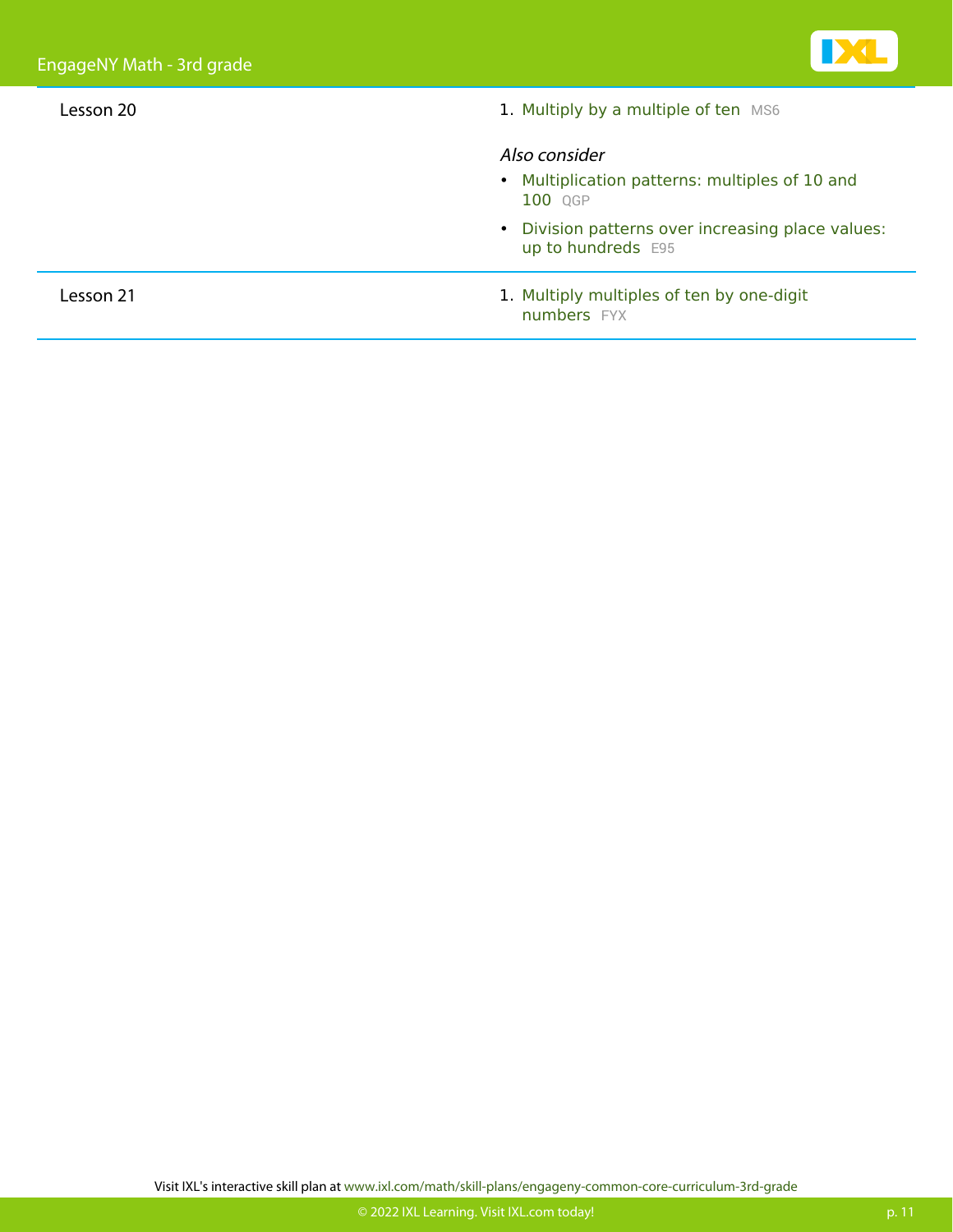| Lesson | Skills |
| --- | --- |
| Lesson 20 | 1. Multiply by a multiple of ten MS6<br><br>*Also consider*<br>• Multiplication patterns: multiples of 10 and 100 QGP<br>• Division patterns over increasing place values: up to hundreds E95 |
| Lesson 21 | 1. Multiply multiples of ten by one-digit numbers FYX |

Visit IXL's interactive skill plan at www.ixl.com/math/skill-plans/engageny-common-core-curriculum-3rd-grade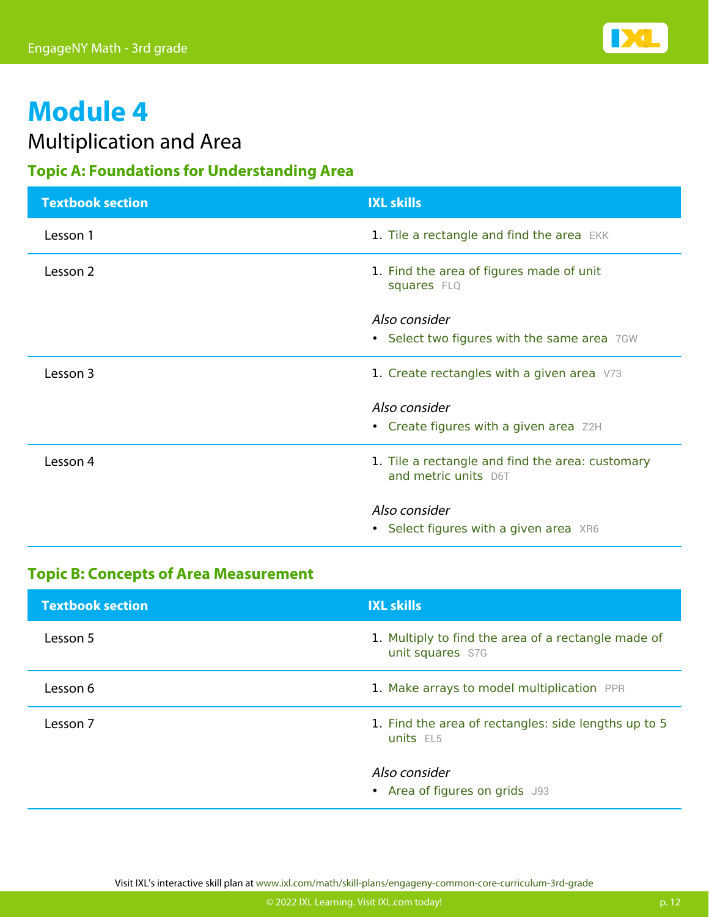# Module 4

## Multiplication and Area

### Topic A: Foundations for Understanding Area

| Textbook section | IXL skills |
| --- | --- |
| Lesson 1 | 1. Tile a rectangle and find the area EKK |
| Lesson 2 | 1. Find the area of figures made of unit squares FLQ<br>*Also consider*<br>• Select two figures with the same area 7GW |
| Lesson 3 | 1. Create rectangles with a given area V73<br>*Also consider*<br>• Create figures with a given area Z2H |
| Lesson 4 | 1. Tile a rectangle and find the area: customary and metric units D6T<br>*Also consider*<br>• Select figures with a given area XR6 |

### Topic B: Concepts of Area Measurement

| Textbook section | IXL skills |
| --- | --- |
| Lesson 5 | 1. Multiply to find the area of a rectangle made of unit squares S7G |
| Lesson 6 | 1. Make arrays to model multiplication PPR |
| Lesson 7 | 1. Find the area of rectangles: side lengths up to 5 units EL5<br>*Also consider*<br>• Area of figures on grids J93 |

Visit IXL's interactive skill plan at www.ixl.com/math/skill-plans/engageny-common-core-curriculum-3rd-grade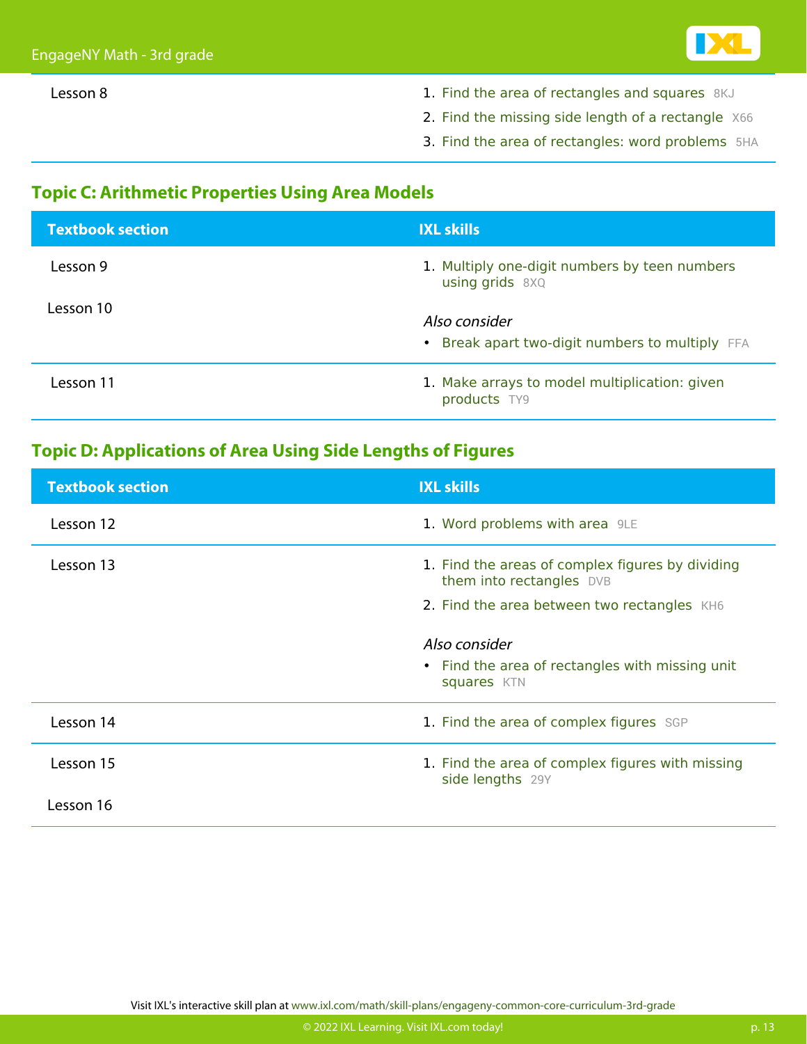| Textbook section | IXL skills |
|---|---|
| Lesson 8 | 1. Find the area of rectangles and squares 8KJ<br>2. Find the missing side length of a rectangle X66<br>3. Find the area of rectangles: word problems 5HA |

## Topic C: Arithmetic Properties Using Area Models

| Textbook section | IXL skills |
|---|---|
| Lesson 9<br>Lesson 10 | 1. Multiply one-digit numbers by teen numbers using grids 8XQ<br>*Also consider*<br>• Break apart two-digit numbers to multiply FFA |
| Lesson 11 | 1. Make arrays to model multiplication: given products TY9 |

## Topic D: Applications of Area Using Side Lengths of Figures

| Textbook section | IXL skills |
|---|---|
| Lesson 12 | 1. Word problems with area 9LE |
| Lesson 13 | 1. Find the areas of complex figures by dividing them into rectangles DVB<br>2. Find the area between two rectangles KH6<br>*Also consider*<br>• Find the area of rectangles with missing unit squares KTN |
| Lesson 14 | 1. Find the area of complex figures SGP |
| Lesson 15<br>Lesson 16 | 1. Find the area of complex figures with missing side lengths 29Y |

Visit IXL's interactive skill plan at www.ixl.com/math/skill-plans/engageny-common-core-curriculum-3rd-grade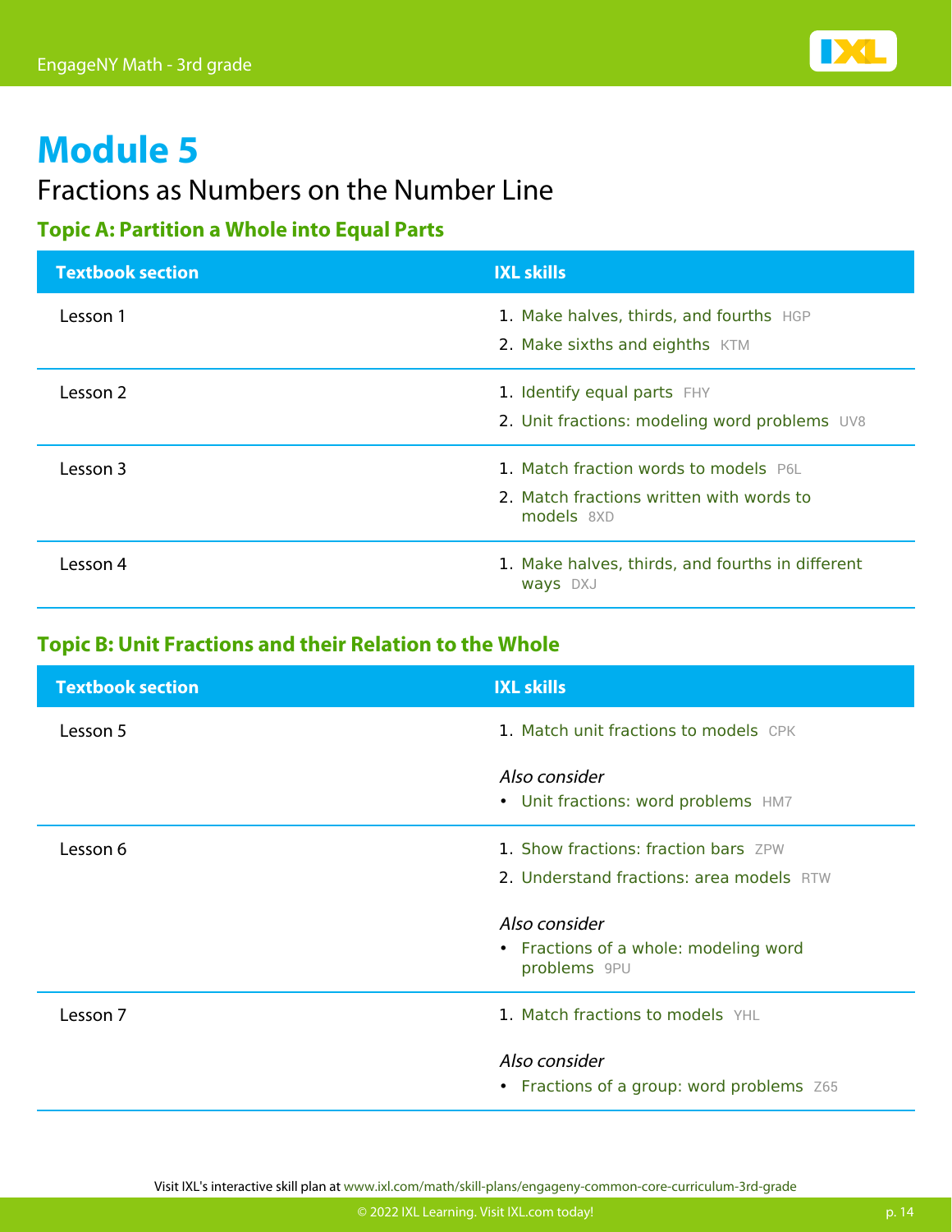# Module 5

## Fractions as Numbers on the Number Line

### Topic A: Partition a Whole into Equal Parts

| Textbook section | IXL skills |
| --- | --- |
| Lesson 1 | 1. Make halves, thirds, and fourths HGP<br>2. Make sixths and eighths KTM |
| Lesson 2 | 1. Identify equal parts FHY<br>2. Unit fractions: modeling word problems UV8 |
| Lesson 3 | 1. Match fraction words to models P6L<br>2. Match fractions written with words to models 8XD |
| Lesson 4 | 1. Make halves, thirds, and fourths in different ways DXJ |

### Topic B: Unit Fractions and their Relation to the Whole

| Textbook section | IXL skills |
| --- | --- |
| Lesson 5 | 1. Match unit fractions to models CPK<br><br>*Also consider*<br>• Unit fractions: word problems HM7 |
| Lesson 6 | 1. Show fractions: fraction bars ZPW<br>2. Understand fractions: area models RTW<br><br>*Also consider*<br>• Fractions of a whole: modeling word problems 9PU |
| Lesson 7 | 1. Match fractions to models YHL<br><br>*Also consider*<br>• Fractions of a group: word problems Z65 |

Visit IXL's interactive skill plan at www.ixl.com/math/skill-plans/engageny-common-core-curriculum-3rd-grade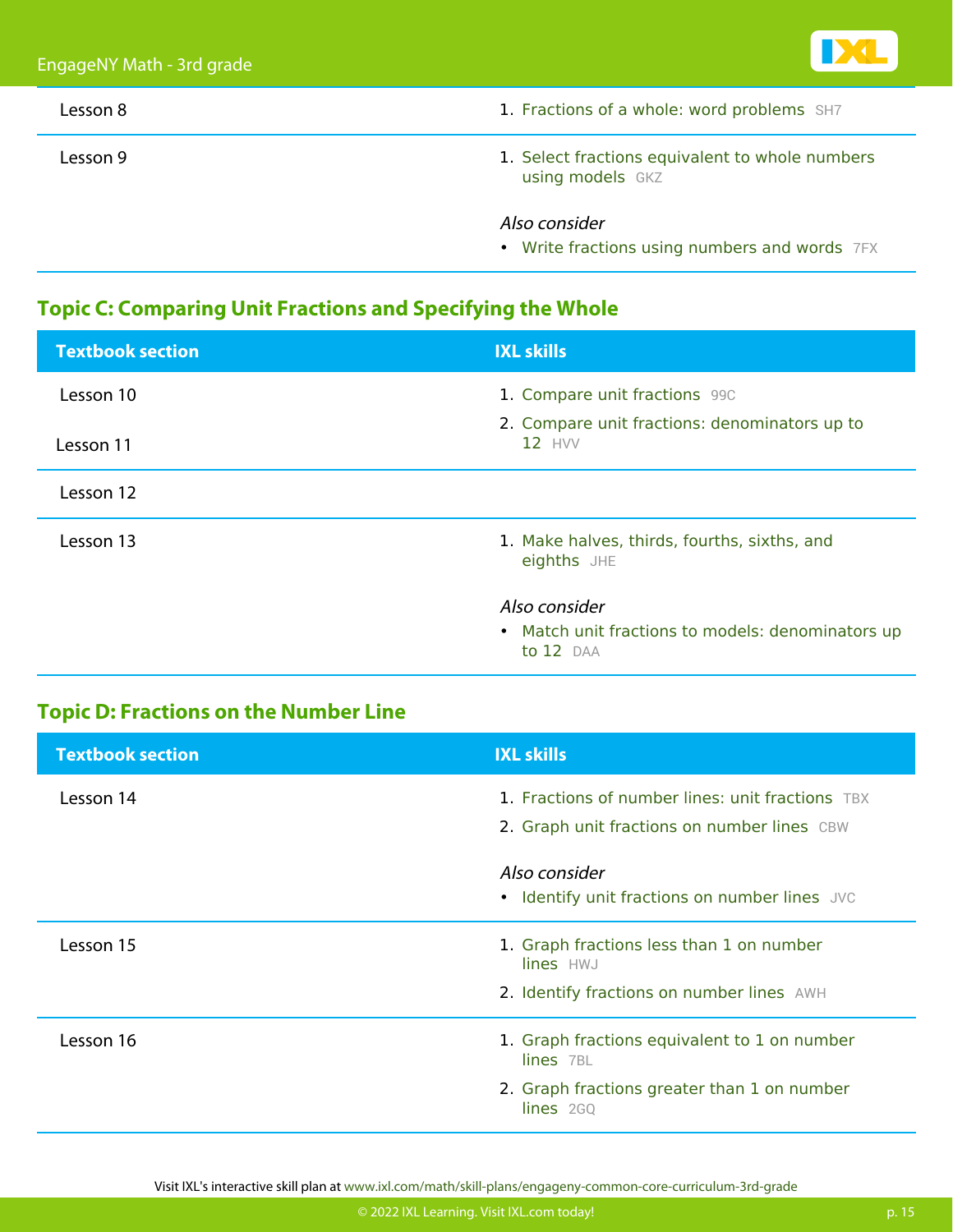| Textbook section | IXL skills |
| --- | --- |
| Lesson 8 | 1. Fractions of a whole: word problems SH7 |
| Lesson 9 | 1. Select fractions equivalent to whole numbers using models GKZ<br><br>*Also consider*<br>• Write fractions using numbers and words 7FX |

## Topic C: Comparing Unit Fractions and Specifying the Whole

| Textbook section | IXL skills |
| --- | --- |
| Lesson 10<br>Lesson 11 | 1. Compare unit fractions 99C<br>2. Compare unit fractions: denominators up to 12 HVV |
| Lesson 12 | |
| Lesson 13 | 1. Make halves, thirds, fourths, sixths, and eighths JHE<br><br>*Also consider*<br>• Match unit fractions to models: denominators up to 12 DAA |

## Topic D: Fractions on the Number Line

| Textbook section | IXL skills |
| --- | --- |
| Lesson 14 | 1. Fractions of number lines: unit fractions TBX<br>2. Graph unit fractions on number lines CBW<br><br>*Also consider*<br>• Identify unit fractions on number lines JVC |
| Lesson 15 | 1. Graph fractions less than 1 on number lines HWJ<br>2. Identify fractions on number lines AWH |
| Lesson 16 | 1. Graph fractions equivalent to 1 on number lines 7BL<br>2. Graph fractions greater than 1 on number lines 2GQ |

Visit IXL's interactive skill plan at www.ixl.com/math/skill-plans/engageny-common-core-curriculum-3rd-grade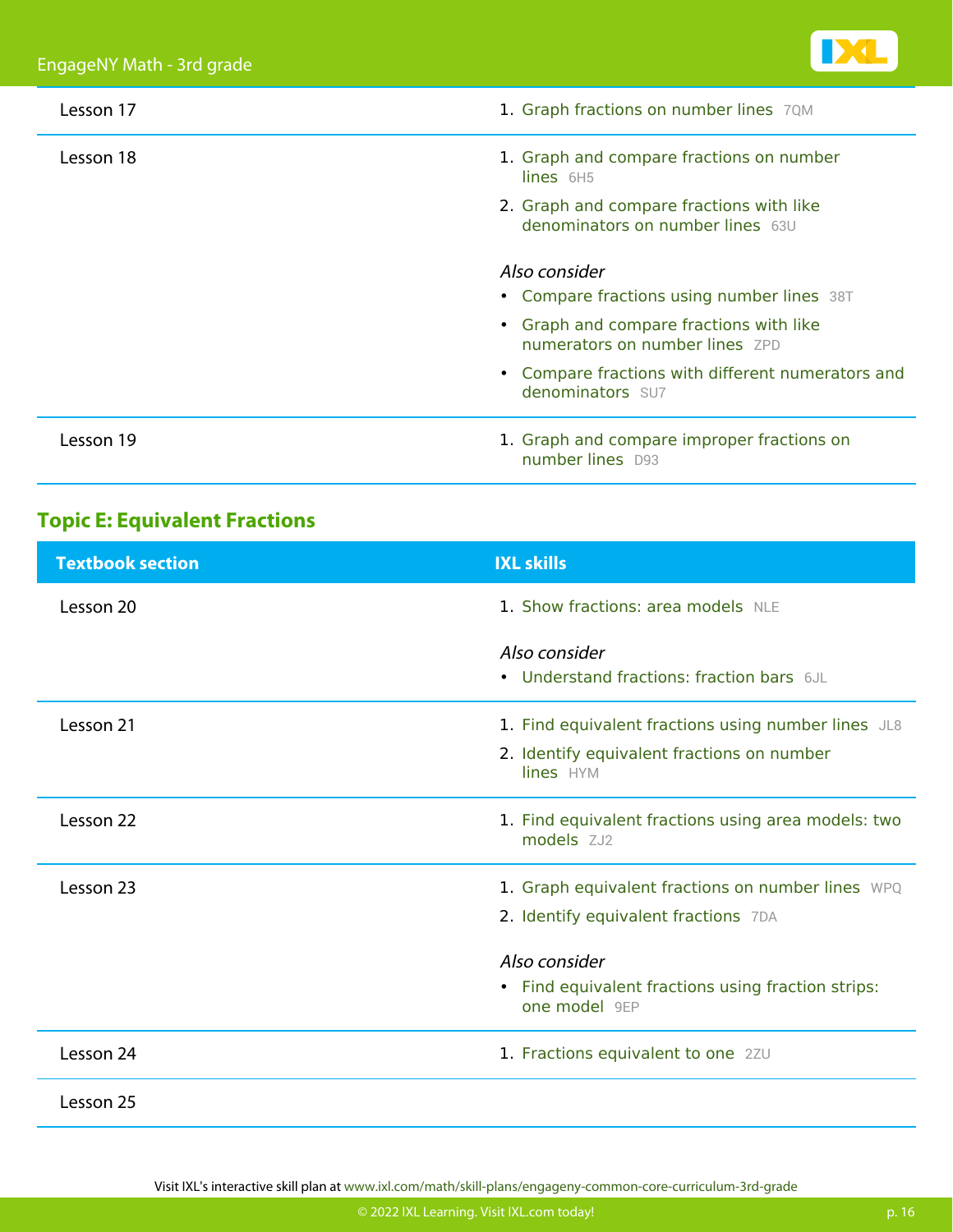| Textbook section | IXL skills |
| --- | --- |
| Lesson 17 | 1. Graph fractions on number lines 7QM |
| Lesson 18 | 1. Graph and compare fractions on number lines 6H5<br>2. Graph and compare fractions with like denominators on number lines 63U<br><br>*Also consider*<br>• Compare fractions using number lines 38T<br>• Graph and compare fractions with like numerators on number lines ZPD<br>• Compare fractions with different numerators and denominators SU7 |
| Lesson 19 | 1. Graph and compare improper fractions on number lines D93 |

## Topic E: Equivalent Fractions

| Textbook section | IXL skills |
| --- | --- |
| Lesson 20 | 1. Show fractions: area models NLE<br><br>*Also consider*<br>• Understand fractions: fraction bars 6JL |
| Lesson 21 | 1. Find equivalent fractions using number lines JL8<br>2. Identify equivalent fractions on number lines HYM |
| Lesson 22 | 1. Find equivalent fractions using area models: two models ZJ2 |
| Lesson 23 | 1. Graph equivalent fractions on number lines WPQ<br>2. Identify equivalent fractions 7DA<br><br>*Also consider*<br>• Find equivalent fractions using fraction strips: one model 9EP |
| Lesson 24 | 1. Fractions equivalent to one 2ZU |
| Lesson 25 | |

Visit IXL's interactive skill plan at www.ixl.com/math/skill-plans/engageny-common-core-curriculum-3rd-grade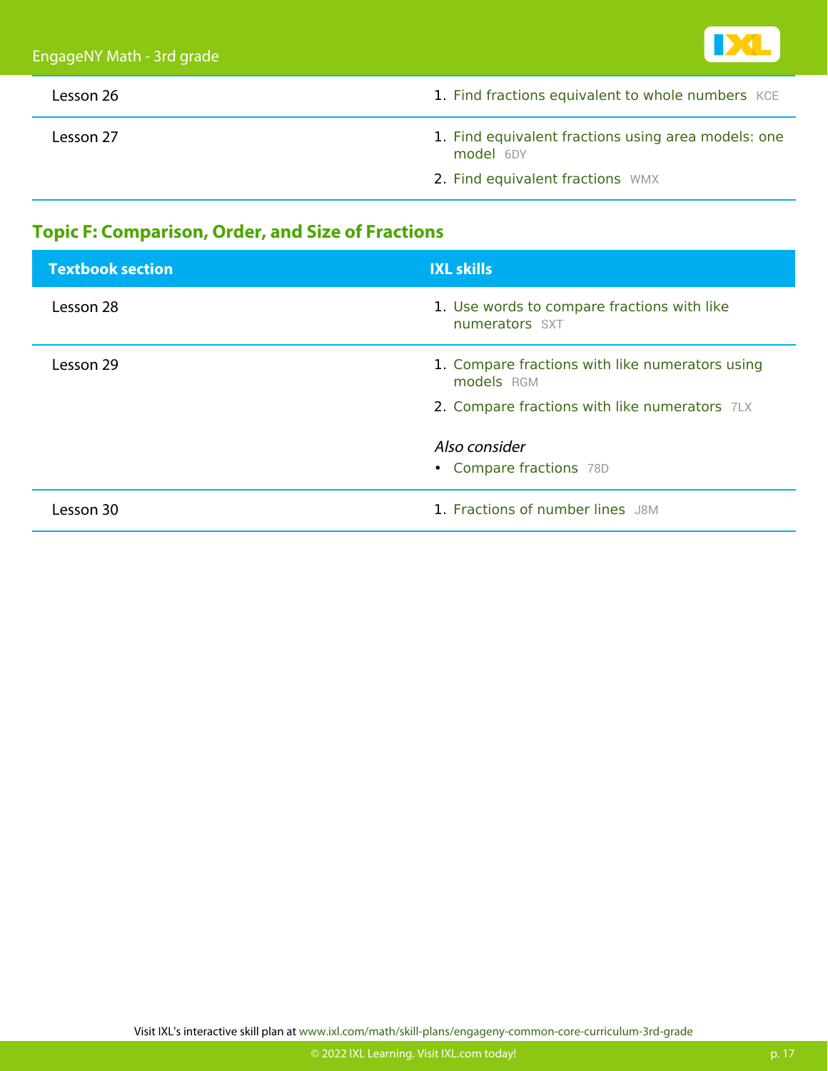| | |
|---|---|
| Lesson 26 | 1. Find fractions equivalent to whole numbers KCE |
| Lesson 27 | 1. Find equivalent fractions using area models: one model 6DY<br>2. Find equivalent fractions WMX |

## Topic F: Comparison, Order, and Size of Fractions

| Textbook section | IXL skills |
|---|---|
| Lesson 28 | 1. Use words to compare fractions with like numerators SXT |
| Lesson 29 | 1. Compare fractions with like numerators using models RGM<br>2. Compare fractions with like numerators 7LX<br><br>*Also consider*<br>• Compare fractions 78D |
| Lesson 30 | 1. Fractions of number lines J8M |

Visit IXL's interactive skill plan at www.ixl.com/math/skill-plans/engageny-common-core-curriculum-3rd-grade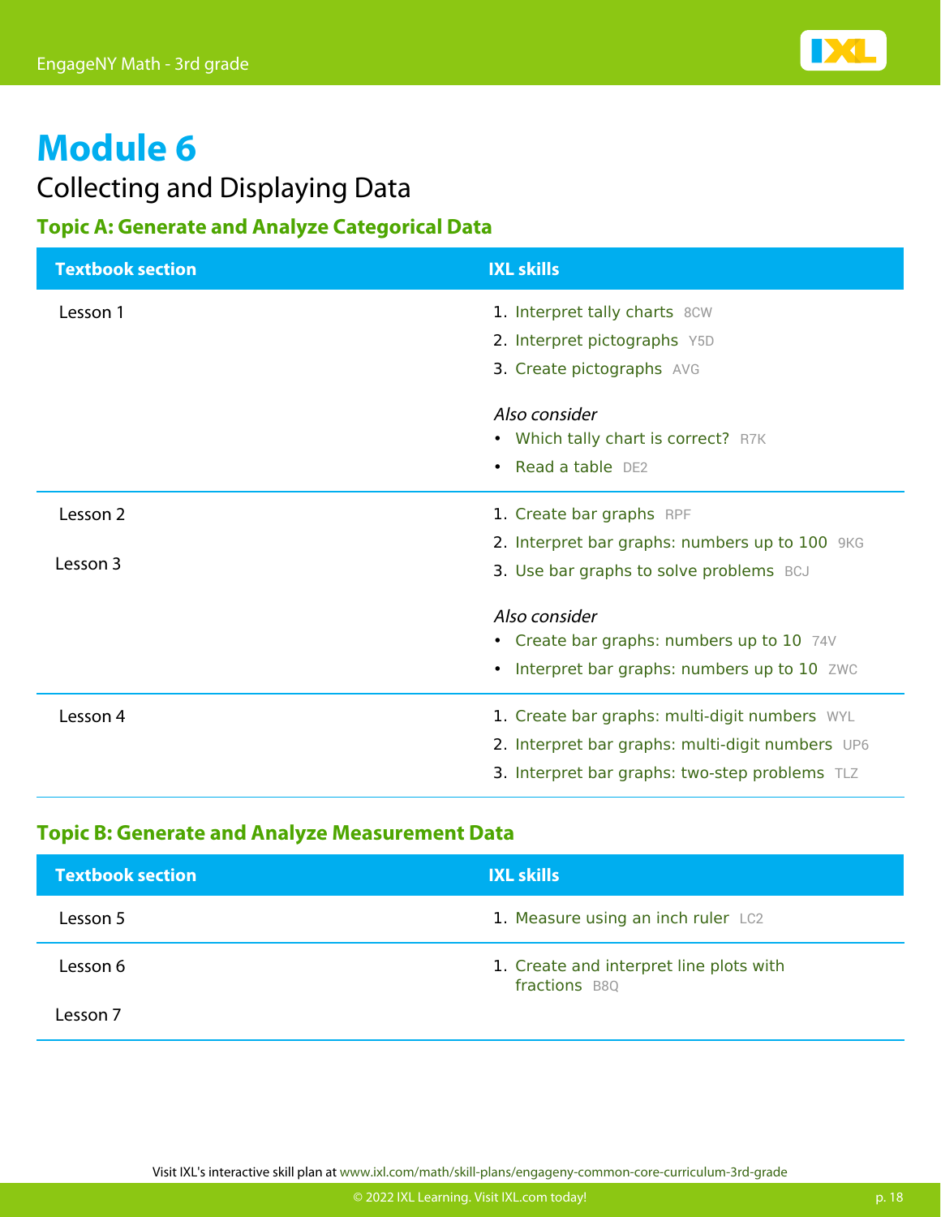# Module 6

## Collecting and Displaying Data

### Topic A: Generate and Analyze Categorical Data

| Textbook section | IXL skills |
| --- | --- |
| Lesson 1 | 1. Interpret tally charts 8CW<br>2. Interpret pictographs Y5D<br>3. Create pictographs AVG<br><br>*Also consider*<br>• Which tally chart is correct? R7K<br>• Read a table DE2 |
| Lesson 2<br><br>Lesson 3 | 1. Create bar graphs RPF<br>2. Interpret bar graphs: numbers up to 100 9KG<br>3. Use bar graphs to solve problems BCJ<br><br>*Also consider*<br>• Create bar graphs: numbers up to 10 74V<br>• Interpret bar graphs: numbers up to 10 ZWC |
| Lesson 4 | 1. Create bar graphs: multi-digit numbers WYL<br>2. Interpret bar graphs: multi-digit numbers UP6<br>3. Interpret bar graphs: two-step problems TLZ |

### Topic B: Generate and Analyze Measurement Data

| Textbook section | IXL skills |
| --- | --- |
| Lesson 5 | 1. Measure using an inch ruler LC2 |
| Lesson 6<br><br>Lesson 7 | 1. Create and interpret line plots with fractions B8Q |

Visit IXL's interactive skill plan at www.ixl.com/math/skill-plans/engageny-common-core-curriculum-3rd-grade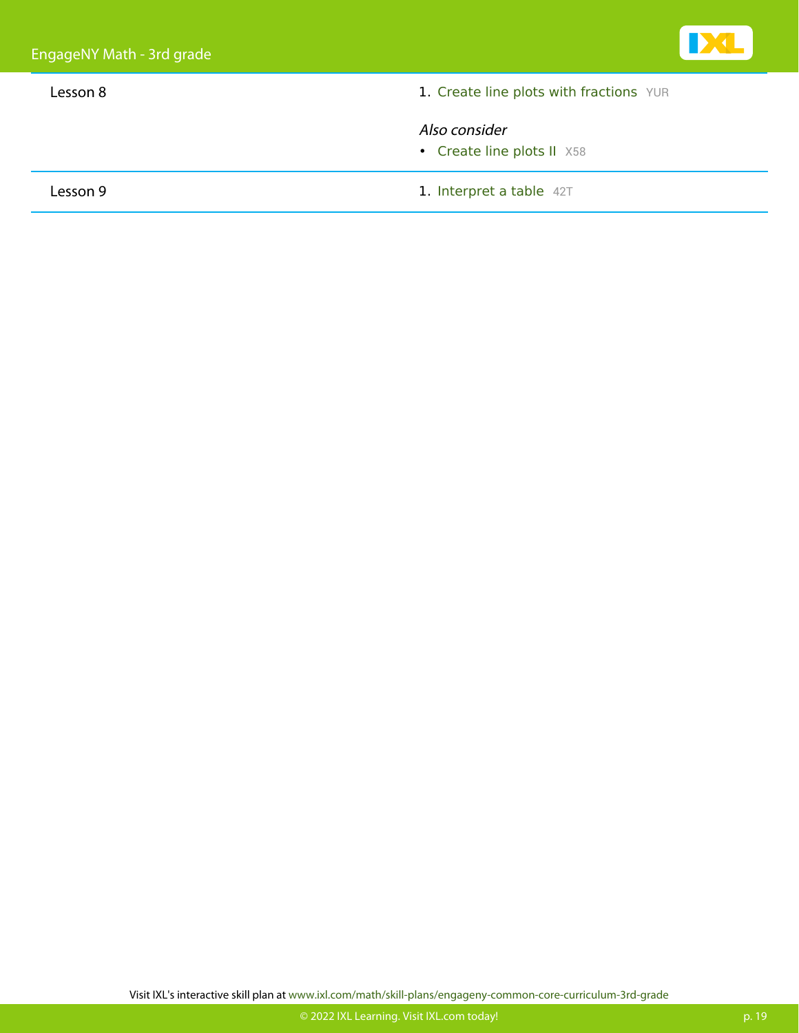| | |
|---|---|
| Lesson 8 | 1. Create line plots with fractions YUR<br><br>*Also consider*<br>• Create line plots II X58 |
| Lesson 9 | 1. Interpret a table 42T |

Visit IXL's interactive skill plan at www.ixl.com/math/skill-plans/engageny-common-core-curriculum-3rd-grade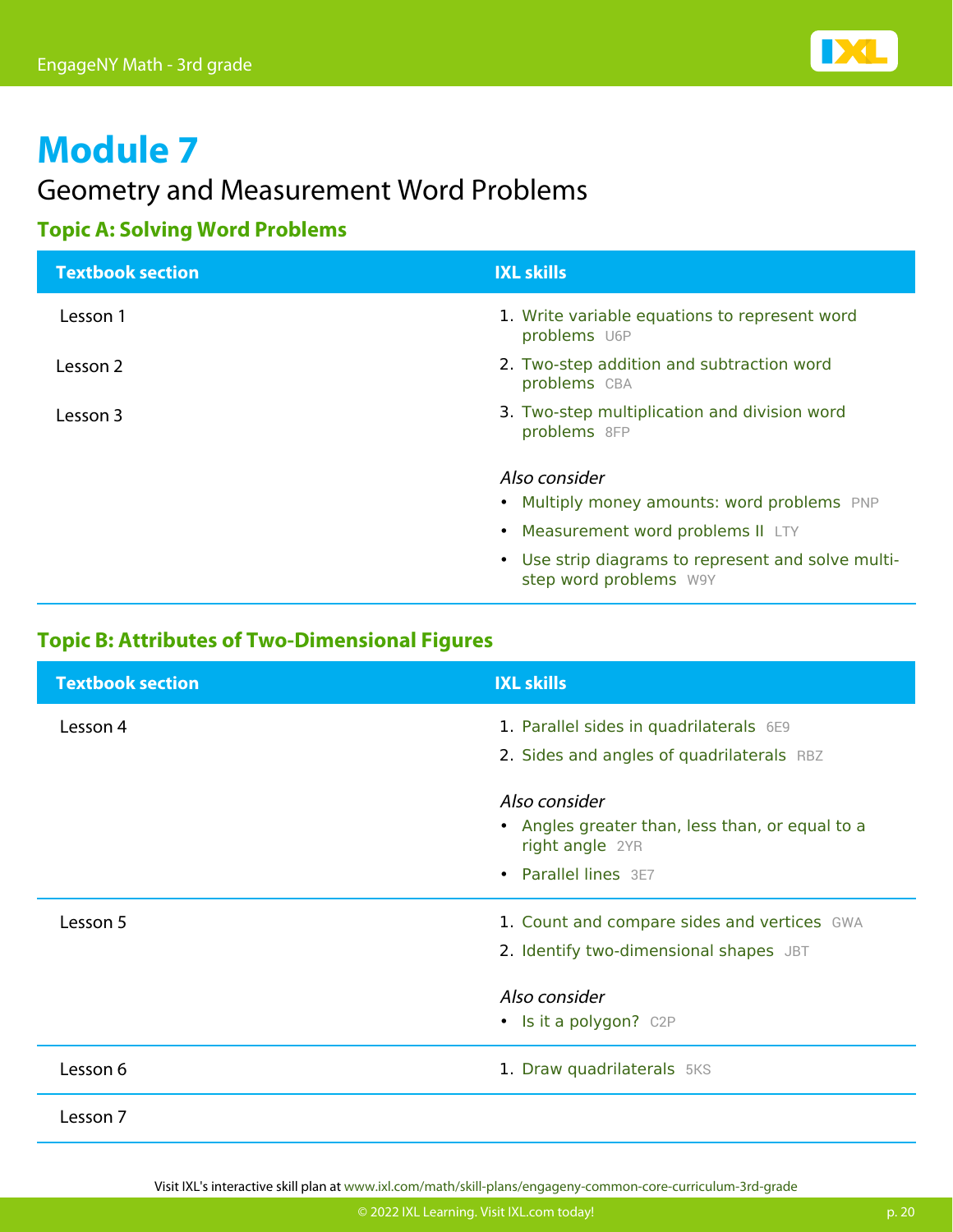# Module 7

## Geometry and Measurement Word Problems

### Topic A: Solving Word Problems

| Textbook section | IXL skills |
| --- | --- |
| Lesson 1 | 1. Write variable equations to represent word problems U6P |
| Lesson 2 | 2. Two-step addition and subtraction word problems CBA |
| Lesson 3 | 3. Two-step multiplication and division word problems 8FP<br><br>*Also consider*<br>• Multiply money amounts: word problems PNP<br>• Measurement word problems II LTY<br>• Use strip diagrams to represent and solve multi-step word problems W9Y |

### Topic B: Attributes of Two-Dimensional Figures

| Textbook section | IXL skills |
| --- | --- |
| Lesson 4 | 1. Parallel sides in quadrilaterals 6E9<br>2. Sides and angles of quadrilaterals RBZ<br><br>*Also consider*<br>• Angles greater than, less than, or equal to a right angle 2YR<br>• Parallel lines 3E7 |
| Lesson 5 | 1. Count and compare sides and vertices GWA<br>2. Identify two-dimensional shapes JBT<br><br>*Also consider*<br>• Is it a polygon? C2P |
| Lesson 6 | 1. Draw quadrilaterals 5KS |
| Lesson 7 | |

Visit IXL's interactive skill plan at www.ixl.com/math/skill-plans/engageny-common-core-curriculum-3rd-grade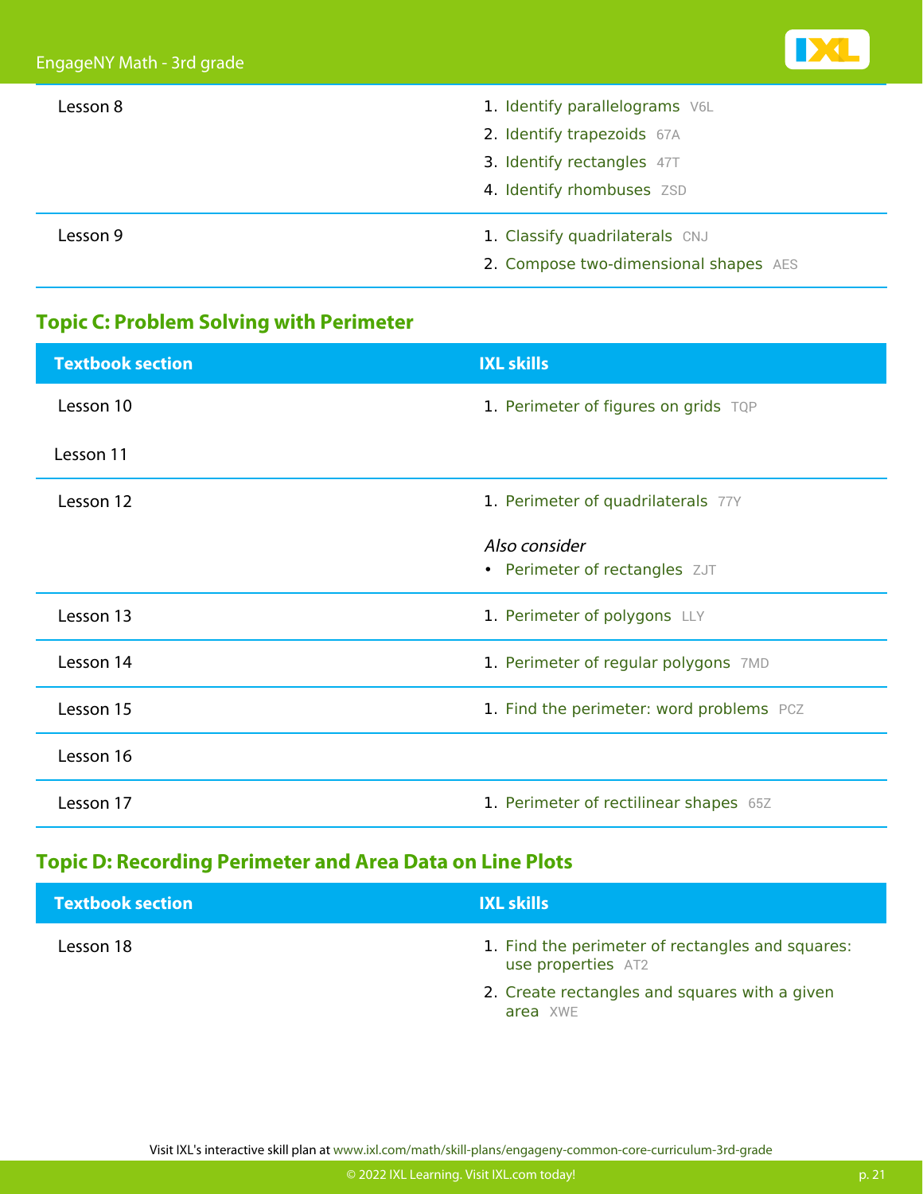| Textbook section | IXL skills |
|---|---|
| Lesson 8 | 1. Identify parallelograms V6L<br>2. Identify trapezoids 67A<br>3. Identify rectangles 47T<br>4. Identify rhombuses ZSD |
| Lesson 9 | 1. Classify quadrilaterals CNJ<br>2. Compose two-dimensional shapes AES |

## Topic C: Problem Solving with Perimeter

| Textbook section | IXL skills |
|---|---|
| Lesson 10<br><br>Lesson 11 | 1. Perimeter of figures on grids TQP |
| Lesson 12 | 1. Perimeter of quadrilaterals 77Y<br><br>*Also consider*<br>• Perimeter of rectangles ZJT |
| Lesson 13 | 1. Perimeter of polygons LLY |
| Lesson 14 | 1. Perimeter of regular polygons 7MD |
| Lesson 15 | 1. Find the perimeter: word problems PCZ |
| Lesson 16 | |
| Lesson 17 | 1. Perimeter of rectilinear shapes 65Z |

## Topic D: Recording Perimeter and Area Data on Line Plots

| Textbook section | IXL skills |
|---|---|
| Lesson 18 | 1. Find the perimeter of rectangles and squares: use properties AT2<br>2. Create rectangles and squares with a given area XWE |

Visit IXL's interactive skill plan at www.ixl.com/math/skill-plans/engageny-common-core-curriculum-3rd-grade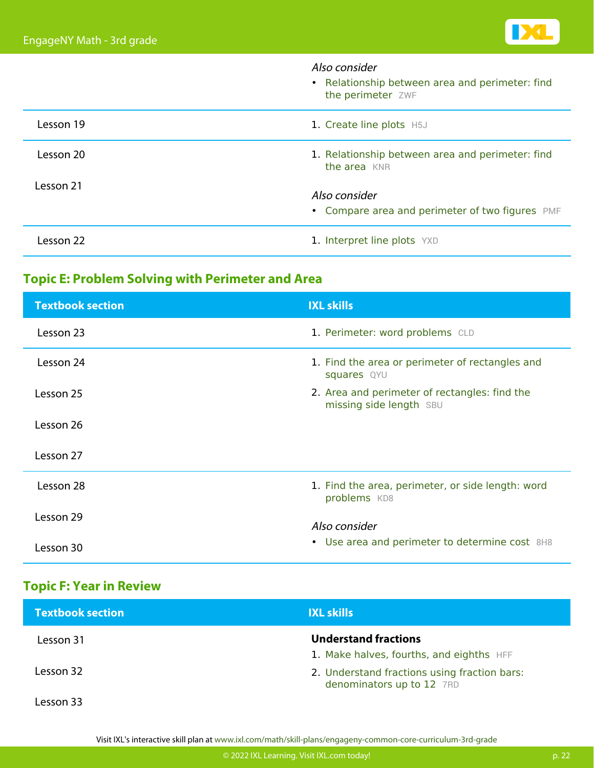| Textbook section | IXL skills |
|---|---|
| | *Also consider*<br>• Relationship between area and perimeter: find the perimeter ZWF |
| Lesson 19 | 1. Create line plots H5J |
| Lesson 20<br>Lesson 21 | 1. Relationship between area and perimeter: find the area KNR<br>*Also consider*<br>• Compare area and perimeter of two figures PMF |
| Lesson 22 | 1. Interpret line plots YXD |

## Topic E: Problem Solving with Perimeter and Area

| Textbook section | IXL skills |
|---|---|
| Lesson 23 | 1. Perimeter: word problems CLD |
| Lesson 24<br>Lesson 25<br>Lesson 26<br>Lesson 27 | 1. Find the area or perimeter of rectangles and squares QYU<br>2. Area and perimeter of rectangles: find the missing side length SBU |
| Lesson 28<br>Lesson 29<br>Lesson 30 | 1. Find the area, perimeter, or side length: word problems KD8<br>*Also consider*<br>• Use area and perimeter to determine cost 8H8 |

## Topic F: Year in Review

| Textbook section | IXL skills |
|---|---|
| Lesson 31<br>Lesson 32<br>Lesson 33 | **Understand fractions**<br>1. Make halves, fourths, and eighths HFF<br>2. Understand fractions using fraction bars: denominators up to 12 7RD |

Visit IXL's interactive skill plan at www.ixl.com/math/skill-plans/engageny-common-core-curriculum-3rd-grade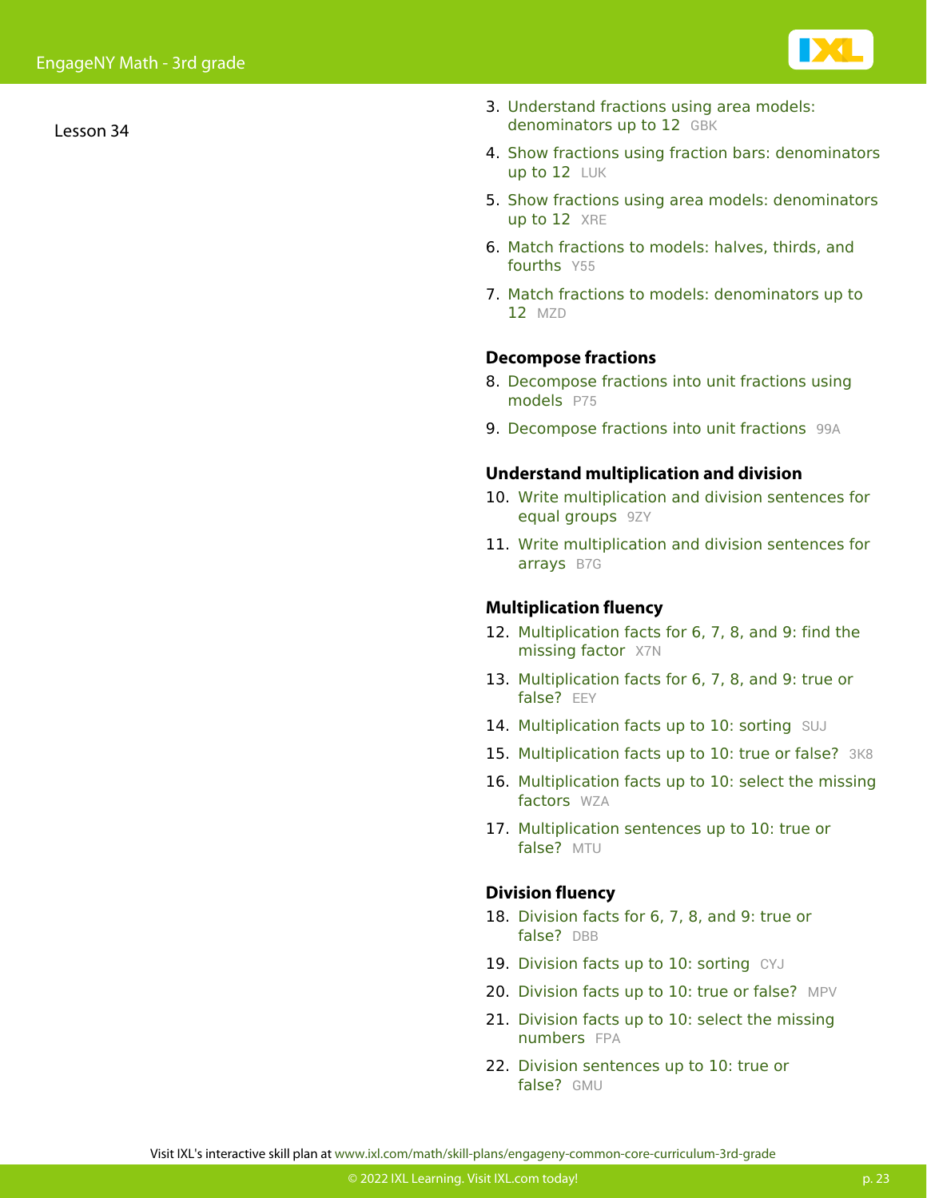Lesson 34

3. Understand fractions using area models: denominators up to 12 GBK
4. Show fractions using fraction bars: denominators up to 12 LUK
5. Show fractions using area models: denominators up to 12 XRE
6. Match fractions to models: halves, thirds, and fourths Y55
7. Match fractions to models: denominators up to 12 MZD

**Decompose fractions**

8. Decompose fractions into unit fractions using models P75
9. Decompose fractions into unit fractions 99A

**Understand multiplication and division**

10. Write multiplication and division sentences for equal groups 9ZY
11. Write multiplication and division sentences for arrays B7G

**Multiplication fluency**

12. Multiplication facts for 6, 7, 8, and 9: find the missing factor X7N
13. Multiplication facts for 6, 7, 8, and 9: true or false? EEY
14. Multiplication facts up to 10: sorting SUJ
15. Multiplication facts up to 10: true or false? 3K8
16. Multiplication facts up to 10: select the missing factors WZA
17. Multiplication sentences up to 10: true or false? MTU

**Division fluency**

18. Division facts for 6, 7, 8, and 9: true or false? DBB
19. Division facts up to 10: sorting CYJ
20. Division facts up to 10: true or false? MPV
21. Division facts up to 10: select the missing numbers FPA
22. Division sentences up to 10: true or false? GMU

Visit IXL's interactive skill plan at www.ixl.com/math/skill-plans/engageny-common-core-curriculum-3rd-grade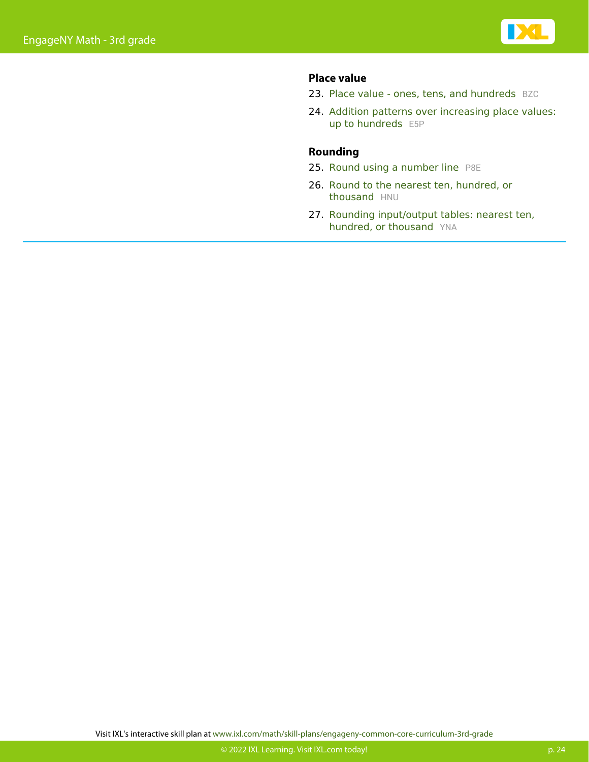### Place value

23. Place value - ones, tens, and hundreds BZC
24. Addition patterns over increasing place values: up to hundreds E5P

### Rounding

25. Round using a number line P8E
26. Round to the nearest ten, hundred, or thousand HNU
27. Rounding input/output tables: nearest ten, hundred, or thousand YNA

Visit IXL's interactive skill plan at www.ixl.com/math/skill-plans/engageny-common-core-curriculum-3rd-grade